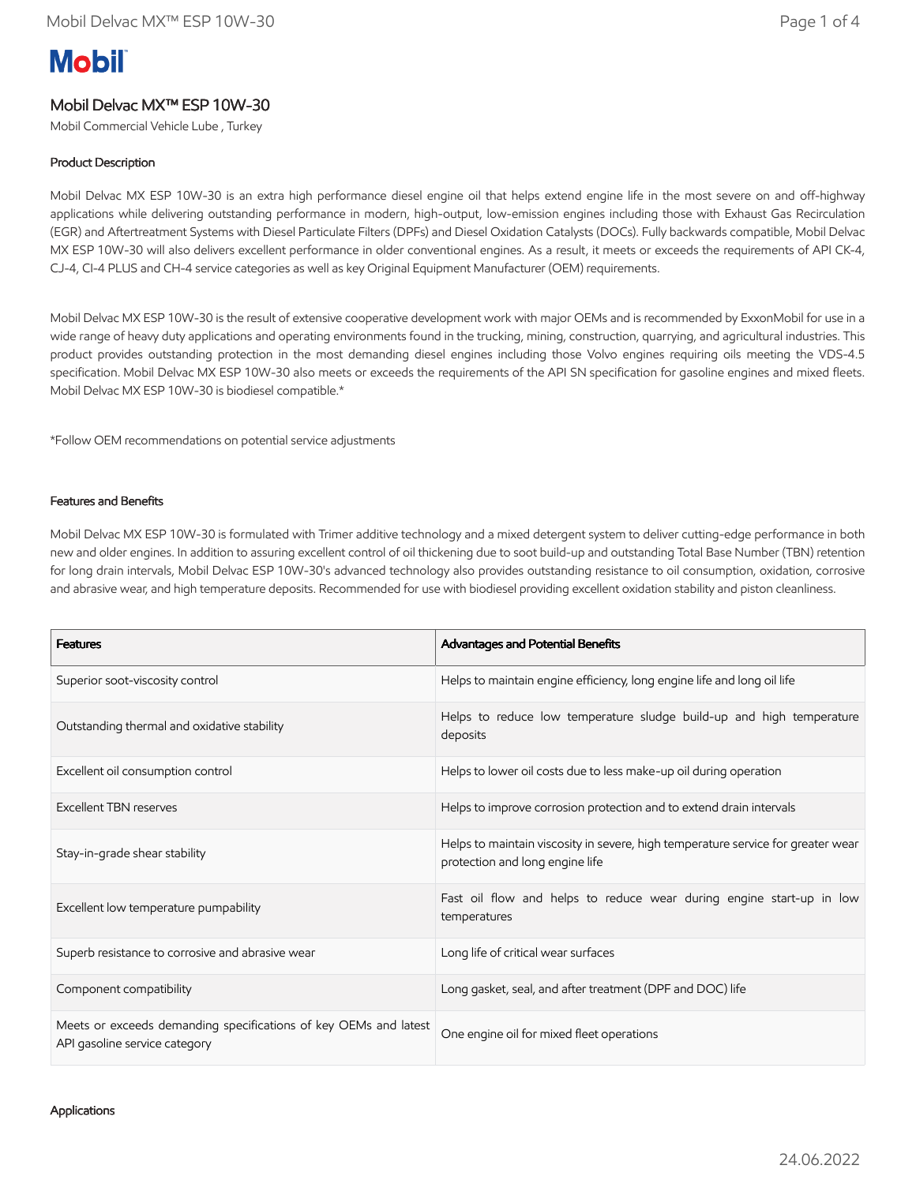Mobil

# Mobil Delvac MX™ ESP 10W-30

Mobil Commercial Vehicle Lube , Turkey

## Product Description

Mobil Delvac MX ESP 10W-30 is an extra high performance diesel engine oil that helps extend engine life in the most severe on and off-highway applications while delivering outstanding performance in modern, high-output, low-emission engines including those with Exhaust Gas Recirculation (EGR) and Aftertreatment Systems with Diesel Particulate Filters (DPFs) and Diesel Oxidation Catalysts (DOCs). Fully backwards compatible, Mobil Delvac MX ESP 10W-30 will also delivers excellent performance in older conventional engines. As a result, it meets or exceeds the requirements of API CK-4, CJ-4, CI-4 PLUS and CH-4 service categories as well as key Original Equipment Manufacturer (OEM) requirements.

Mobil Delvac MX ESP 10W-30 is the result of extensive cooperative development work with major OEMs and is recommended by ExxonMobil for use in a wide range of heavy duty applications and operating environments found in the trucking, mining, construction, quarrying, and agricultural industries. This product provides outstanding protection in the most demanding diesel engines including those Volvo engines requiring oils meeting the VDS-4.5 specification. Mobil Delvac MX ESP 10W-30 also meets or exceeds the requirements of the API SN specification for gasoline engines and mixed fleets. Mobil Delvac MX ESP 10W-30 is biodiesel compatible.*

*Follow OEM recommendations on potential service adjustments

## Features and Benefits

Mobil Delvac MX ESP 10W-30 is formulated with Trimer additive technology and a mixed detergent system to deliver cutting-edge performance in both new and older engines. In addition to assuring excellent control of oil thickening due to soot build-up and outstanding Total Base Number (TBN) retention for long drain intervals, Mobil Delvac ESP 10W-30's advanced technology also provides outstanding resistance to oil consumption, oxidation, corrosive and abrasive wear, and high temperature deposits. Recommended for use with biodiesel providing excellent oxidation stability and piston cleanliness.

| Features | Advantages and Potential Benefits |
|---|---|
| Superior soot-viscosity control | Helps to maintain engine efficiency, long engine life and long oil life |
| Outstanding thermal and oxidative stability | Helps to reduce low temperature sludge build-up and high temperature deposits |
| Excellent oil consumption control | Helps to lower oil costs due to less make-up oil during operation |
| Excellent TBN reserves | Helps to improve corrosion protection and to extend drain intervals |
| Stay-in-grade shear stability | Helps to maintain viscosity in severe, high temperature service for greater wear protection and long engine life |
| Excellent low temperature pumpability | Fast oil flow and helps to reduce wear during engine start-up in low temperatures |
| Superb resistance to corrosive and abrasive wear | Long life of critical wear surfaces |
| Component compatibility | Long gasket, seal, and after treatment (DPF and DOC) life |
| Meets or exceeds demanding specifications of key OEMs and latest API gasoline service category | One engine oil for mixed fleet operations |

## Applications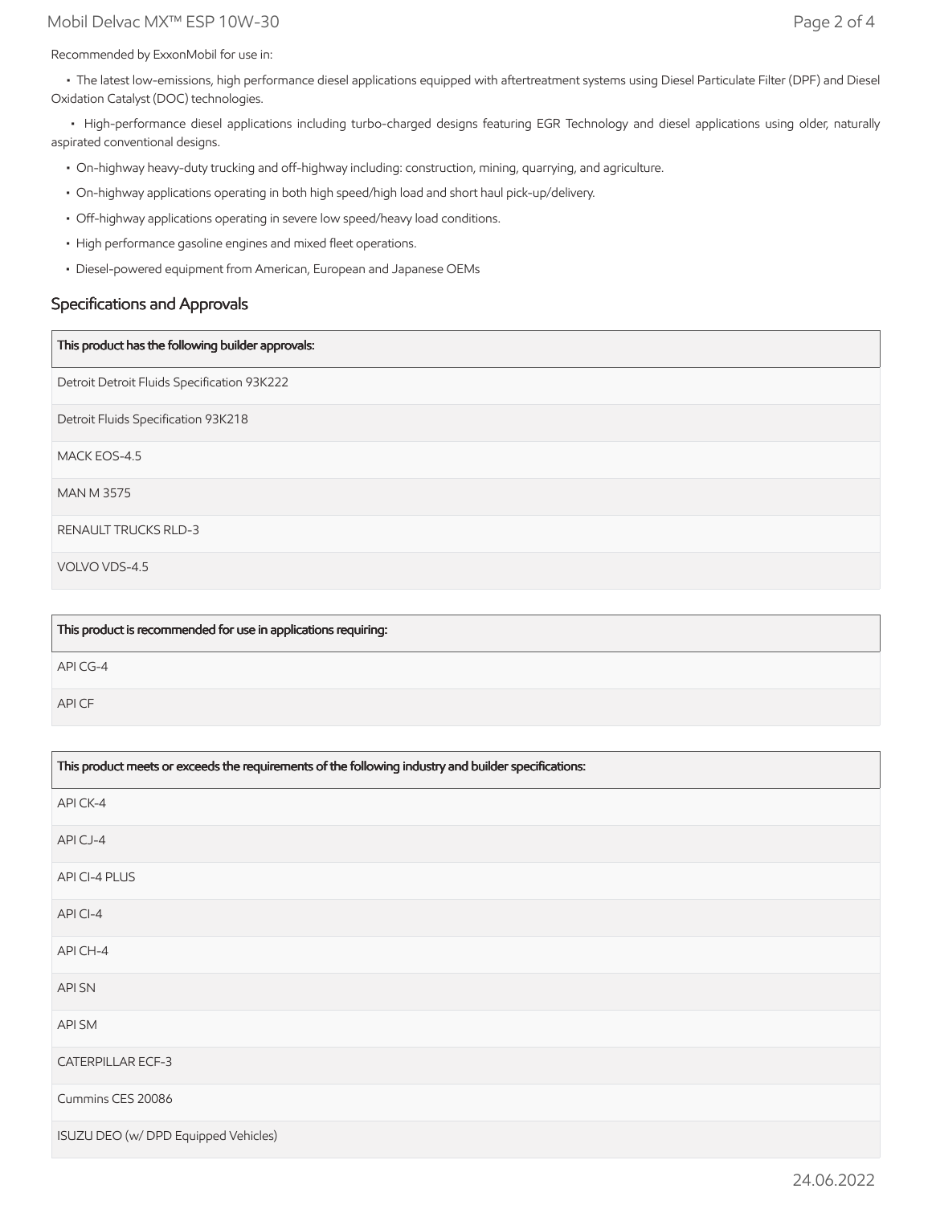Recommended by ExxonMobil for use in:

- The latest low-emissions, high performance diesel applications equipped with aftertreatment systems using Diesel Particulate Filter (DPF) and Diesel Oxidation Catalyst (DOC) technologies.
- High-performance diesel applications including turbo-charged designs featuring EGR Technology and diesel applications using older, naturally aspirated conventional designs.
- On-highway heavy-duty trucking and off-highway including: construction, mining, quarrying, and agriculture.
- On-highway applications operating in both high speed/high load and short haul pick-up/delivery.
- Off-highway applications operating in severe low speed/heavy load conditions.
- High performance gasoline engines and mixed fleet operations.
- Diesel-powered equipment from American, European and Japanese OEMs

## Specifications and Approvals

| This product has the following builder approvals: |
| --- |
| Detroit Detroit Fluids Specification 93K222 |
| Detroit Fluids Specification 93K218 |
| MACK EOS-4.5 |
| MAN M 3575 |
| RENAULT TRUCKS RLD-3 |
| VOLVO VDS-4.5 |

| This product is recommended for use in applications requiring: |
| --- |
| API CG-4 |
| API CF |

| This product meets or exceeds the requirements of the following industry and builder specifications: |
| --- |
| API CK-4 |
| API CJ-4 |
| API CI-4 PLUS |
| API CI-4 |
| API CH-4 |
| API SN |
| API SM |
| CATERPILLAR ECF-3 |
| Cummins CES 20086 |
| ISUZU DEO (w/ DPD Equipped Vehicles) |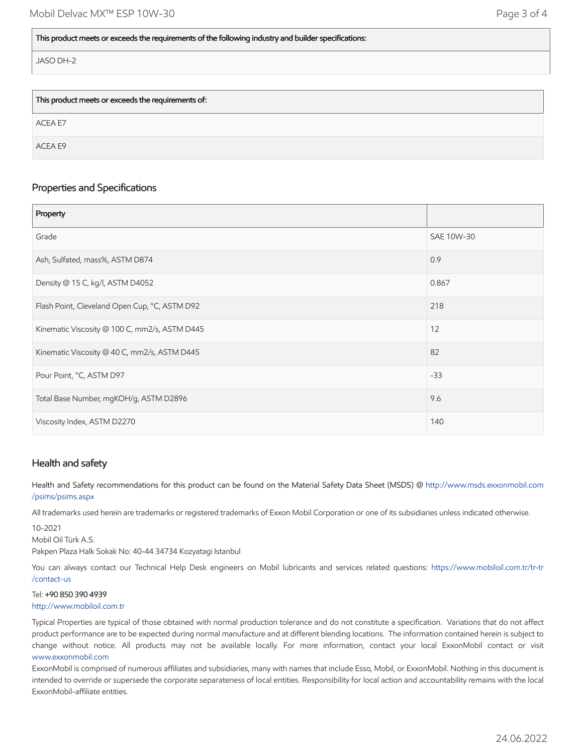| This product meets or exceeds the requirements of the following industry and builder specifications: |
| --- |
| JASO DH-2 |

| This product meets or exceeds the requirements of: |
| --- |
| ACEA E7 |
| ACEA E9 |

## Properties and Specifications

| Property | |
| --- | --- |
| Grade | SAE 10W-30 |
| Ash, Sulfated, mass%, ASTM D874 | 0.9 |
| Density @ 15 C, kg/l, ASTM D4052 | 0.867 |
| Flash Point, Cleveland Open Cup, °C, ASTM D92 | 218 |
| Kinematic Viscosity @ 100 C, mm2/s, ASTM D445 | 12 |
| Kinematic Viscosity @ 40 C, mm2/s, ASTM D445 | 82 |
| Pour Point, °C, ASTM D97 | -33 |
| Total Base Number, mgKOH/g, ASTM D2896 | 9.6 |
| Viscosity Index, ASTM D2270 | 140 |

## Health and safety

Health and Safety recommendations for this product can be found on the Material Safety Data Sheet (MSDS) @ http://www.msds.exxonmobil.com/psims/psims.aspx

All trademarks used herein are trademarks or registered trademarks of Exxon Mobil Corporation or one of its subsidiaries unless indicated otherwise.

10-2021
Mobil Oil Türk A.S.
Pakpen Plaza Halk Sokak No: 40-44 34734 Kozyatagi Istanbul

You can always contact our Technical Help Desk engineers on Mobil lubricants and services related questions: https://www.mobiloil.com.tr/tr-tr/contact-us

Tel: **+90 850 390 4939**
http://www.mobiloil.com.tr

Typical Properties are typical of those obtained with normal production tolerance and do not constitute a specification. Variations that do not affect product performance are to be expected during normal manufacture and at different blending locations. The information contained herein is subject to change without notice. All products may not be available locally. For more information, contact your local ExxonMobil contact or visit www.exxonmobil.com

ExxonMobil is comprised of numerous affiliates and subsidiaries, many with names that include Esso, Mobil, or ExxonMobil. Nothing in this document is intended to override or supersede the corporate separateness of local entities. Responsibility for local action and accountability remains with the local ExxonMobil-affiliate entities.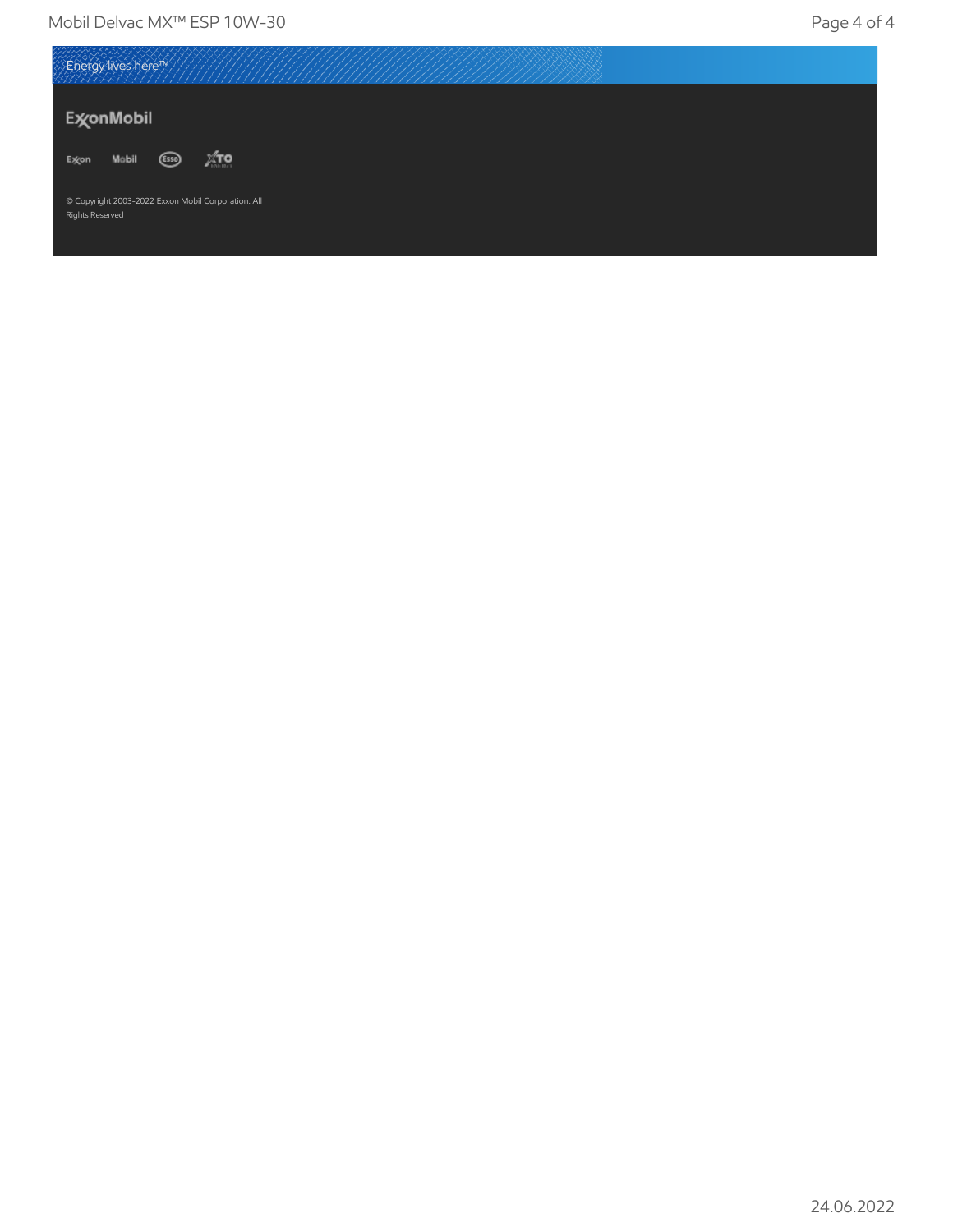Energy lives here™

ExxonMobil

Exxon Mobil Esso XTO

© Copyright 2003-2022 Exxon Mobil Corporation. All Rights Reserved